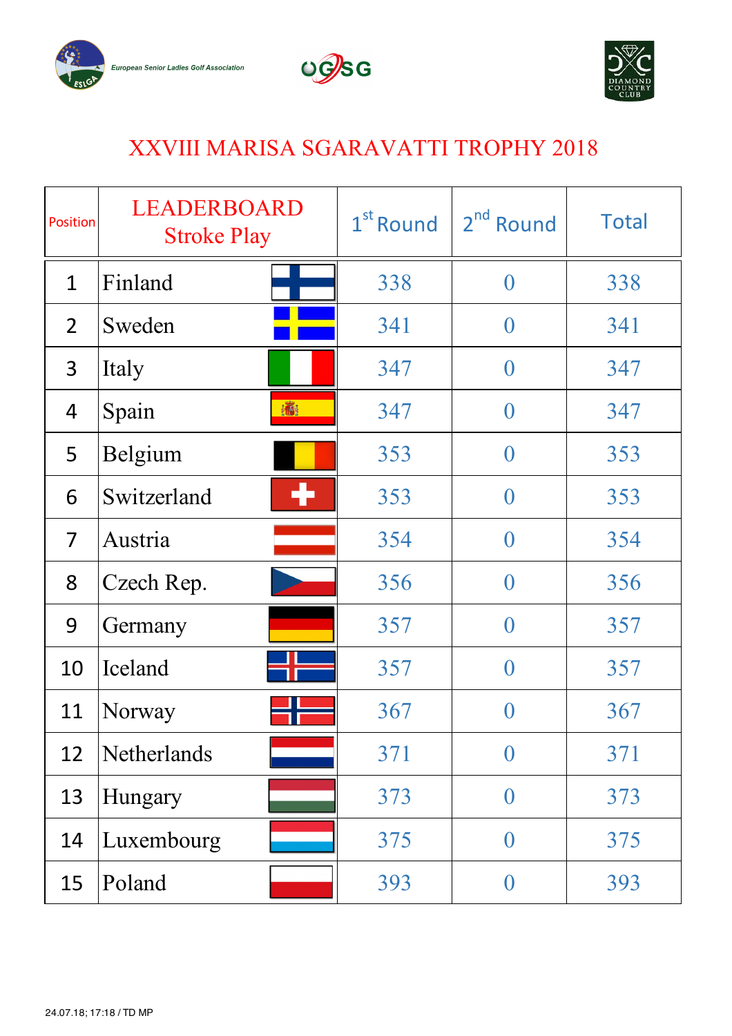European Senior Ladies Golf Association

# XXVIII MARISA SGARAVATTI TROPHY 2018

| Position | LEADERBOARD Stroke Play | 1st Round | 2nd Round | Total |
|---|---|---|---|---|
| 1 | Finland | 338 | 0 | 338 |
| 2 | Sweden | 341 | 0 | 341 |
| 3 | Italy | 347 | 0 | 347 |
| 4 | Spain | 347 | 0 | 347 |
| 5 | Belgium | 353 | 0 | 353 |
| 6 | Switzerland | 353 | 0 | 353 |
| 7 | Austria | 354 | 0 | 354 |
| 8 | Czech Rep. | 356 | 0 | 356 |
| 9 | Germany | 357 | 0 | 357 |
| 10 | Iceland | 357 | 0 | 357 |
| 11 | Norway | 367 | 0 | 367 |
| 12 | Netherlands | 371 | 0 | 371 |
| 13 | Hungary | 373 | 0 | 373 |
| 14 | Luxembourg | 375 | 0 | 375 |
| 15 | Poland | 393 | 0 | 393 |

24.07.18; 17:18 / TD MP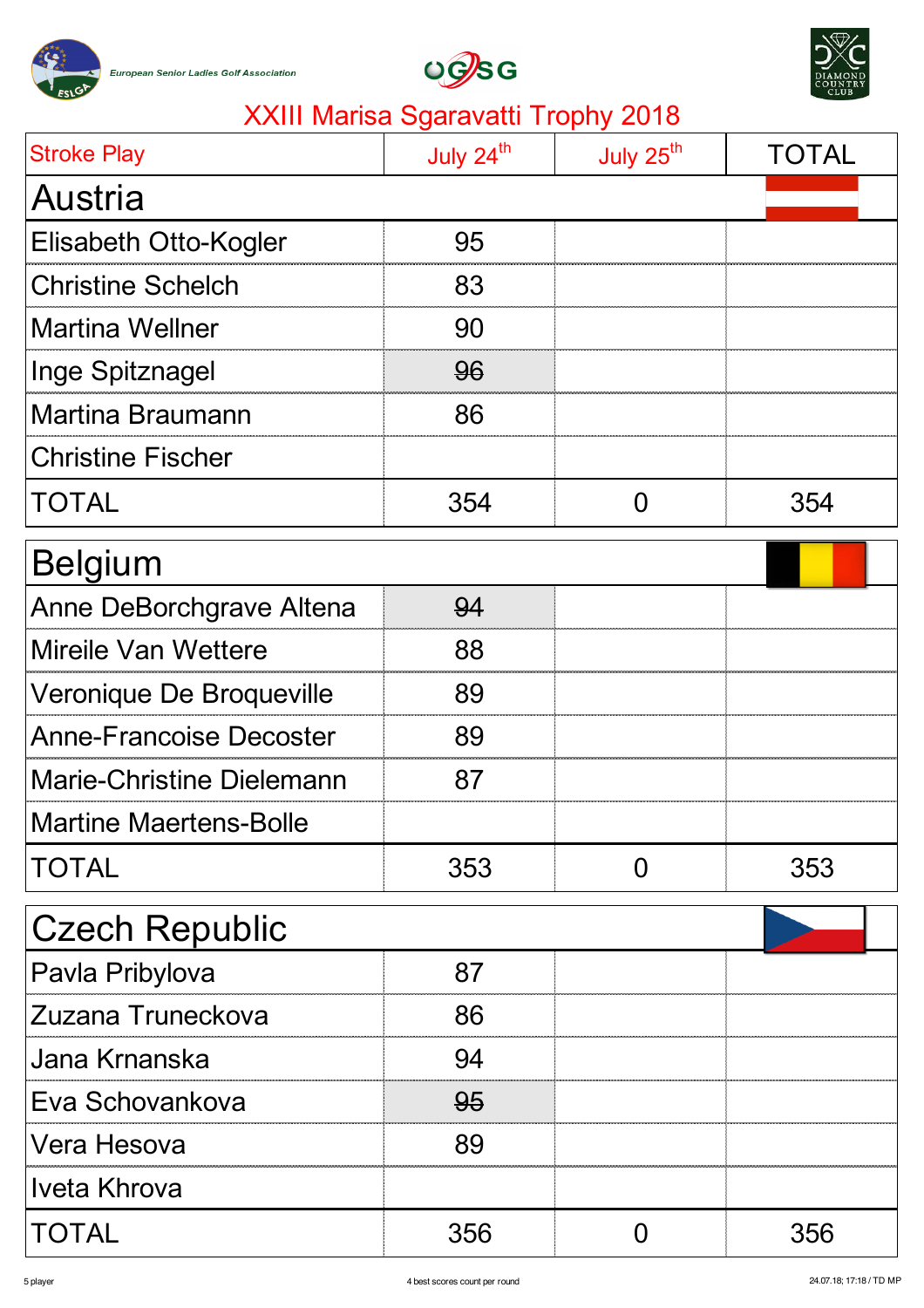European Senior Ladies Golf Association

# XXIII Marisa Sgaravatti Trophy 2018

| Stroke Play | July 24th | July 25th | TOTAL |
|---|---|---|---|
| **Austria** | | | |
| Elisabeth Otto-Kogler | 95 | | |
| Christine Schelch | 83 | | |
| Martina Wellner | 90 | | |
| Inge Spitznagel | ~~96~~ | | |
| Martina Braumann | 86 | | |
| Christine Fischer | | | |
| TOTAL | 354 | 0 | 354 |
| **Belgium** | | | |
| Anne DeBorchgrave Altena | ~~94~~ | | |
| Mireile Van Wettere | 88 | | |
| Veronique De Broqueville | 89 | | |
| Anne-Francoise Decoster | 89 | | |
| Marie-Christine Dielemann | 87 | | |
| Martine Maertens-Bolle | | | |
| TOTAL | 353 | 0 | 353 |
| **Czech Republic** | | | |
| Pavla Pribylova | 87 | | |
| Zuzana Truneckova | 86 | | |
| Jana Krnanska | 94 | | |
| Eva Schovankova | ~~95~~ | | |
| Vera Hesova | 89 | | |
| Iveta Khrova | | | |
| TOTAL | 356 | 0 | 356 |

5 player

4 best scores count per round

24.07.18; 17:18 / TD MP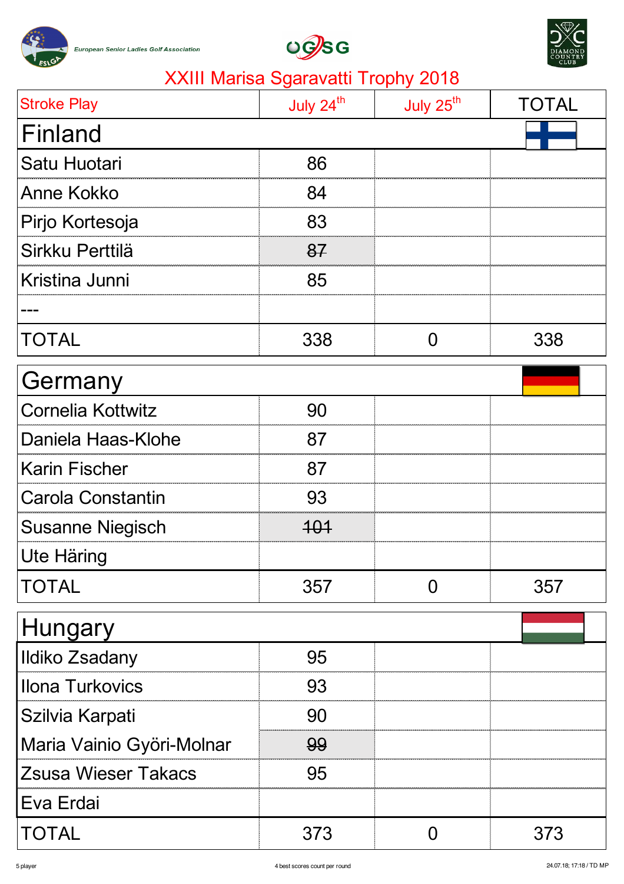European Senior Ladies Golf Association

OGSG

# XXIII Marisa Sgaravatti Trophy 2018

| Stroke Play | July 24th | July 25th | TOTAL |
|---|---|---|---|
| **Finland** | | | |
| Satu Huotari | 86 | | |
| Anne Kokko | 84 | | |
| Pirjo Kortesoja | 83 | | |
| Sirkku Perttilä | ~~87~~ | | |
| Kristina Junni | 85 | | |
| --- | | | |
| TOTAL | 338 | 0 | 338 |
| **Germany** | | | |
| Cornelia Kottwitz | 90 | | |
| Daniela Haas-Klohe | 87 | | |
| Karin Fischer | 87 | | |
| Carola Constantin | 93 | | |
| Susanne Niegisch | ~~101~~ | | |
| Ute Häring | | | |
| TOTAL | 357 | 0 | 357 |
| **Hungary** | | | |
| Ildiko Zsadany | 95 | | |
| Ilona Turkovics | 93 | | |
| Szilvia Karpati | 90 | | |
| Maria Vainio Györi-Molnar | ~~99~~ | | |
| Zsusa Wieser Takacs | 95 | | |
| Eva Erdai | | | |
| TOTAL | 373 | 0 | 373 |

5 player — 4 best scores count per round — 24.07.18; 17:18 / TD MP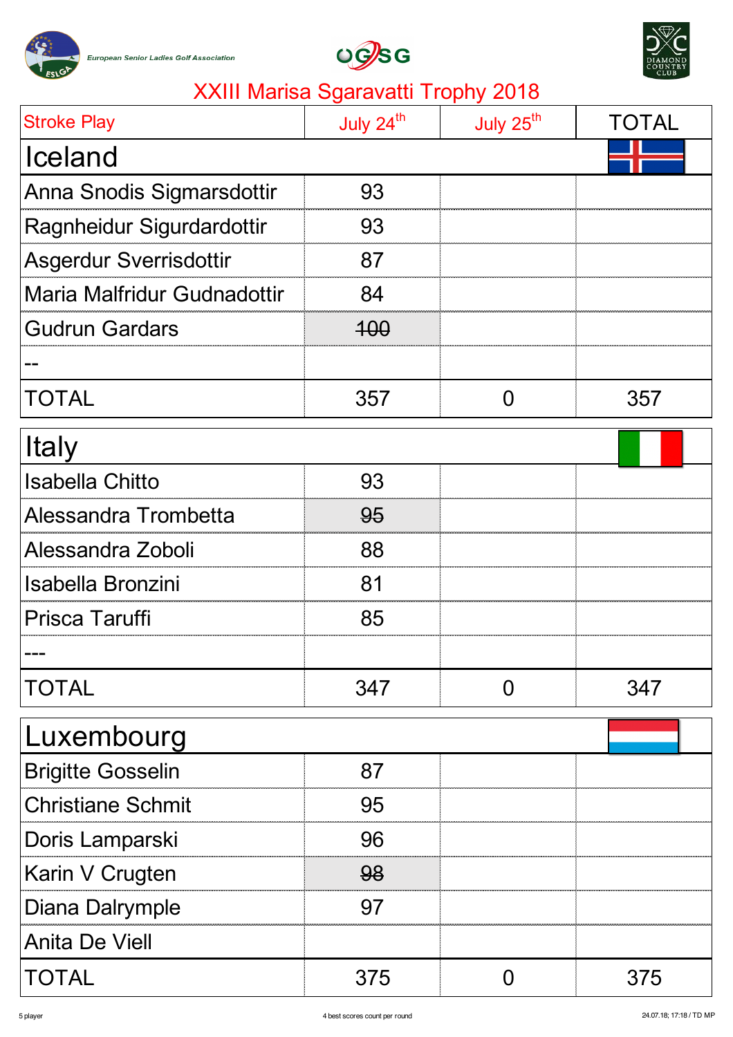European Senior Ladies Golf Association

# XXIII Marisa Sgaravatti Trophy 2018

| Stroke Play | July 24th | July 25th | TOTAL |
|---|---|---|---|
| **Iceland** | | | |
| Anna Snodis Sigmarsdottir | 93 | | |
| Ragnheidur Sigurdardottir | 93 | | |
| Asgerdur Sverrisdottir | 87 | | |
| Maria Malfridur Gudnadottir | 84 | | |
| Gudrun Gardars | ~~100~~ | | |
| -- | | | |
| TOTAL | 357 | 0 | 357 |
| **Italy** | | | |
| Isabella Chitto | 93 | | |
| Alessandra Trombetta | ~~95~~ | | |
| Alessandra Zoboli | 88 | | |
| Isabella Bronzini | 81 | | |
| Prisca Taruffi | 85 | | |
| --- | | | |
| TOTAL | 347 | 0 | 347 |
| **Luxembourg** | | | |
| Brigitte Gosselin | 87 | | |
| Christiane Schmit | 95 | | |
| Doris Lamparski | 96 | | |
| Karin V Crugten | ~~98~~ | | |
| Diana Dalrymple | 97 | | |
| Anita De Viell | | | |
| TOTAL | 375 | 0 | 375 |

5 player

4 best scores count per round

24.07.18; 17:18 / TD MP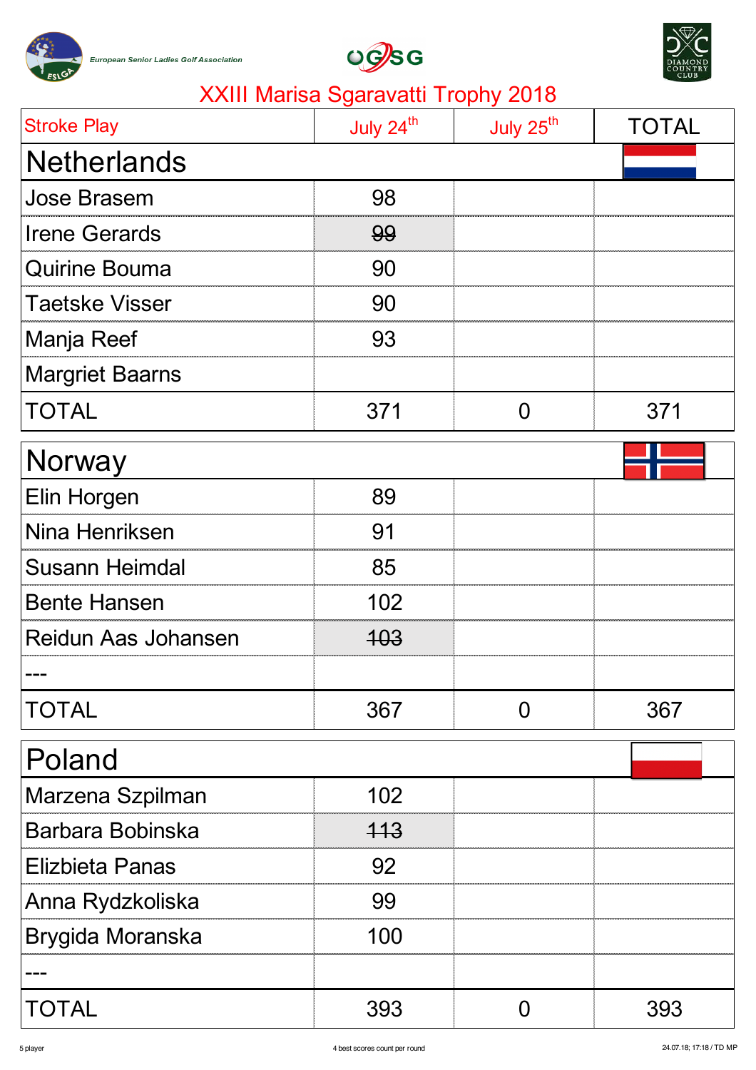European Senior Ladies Golf Association

# XXIII Marisa Sgaravatti Trophy 2018

| Stroke Play | July 24th | July 25th | TOTAL |
|---|---|---|---|
| **Netherlands** | | | |
| Jose Brasem | 98 | | |
| Irene Gerards | ~~99~~ | | |
| Quirine Bouma | 90 | | |
| Taetske Visser | 90 | | |
| Manja Reef | 93 | | |
| Margriet Baarns | | | |
| TOTAL | 371 | 0 | 371 |
| **Norway** | | | |
| Elin Horgen | 89 | | |
| Nina Henriksen | 91 | | |
| Susann Heimdal | 85 | | |
| Bente Hansen | 102 | | |
| Reidun Aas Johansen | ~~103~~ | | |
| --- | | | |
| TOTAL | 367 | 0 | 367 |
| **Poland** | | | |
| Marzena Szpilman | 102 | | |
| Barbara Bobinska | ~~113~~ | | |
| Elzbieta Panas | 92 | | |
| Anna Rydzkoliska | 99 | | |
| Brygida Moranska | 100 | | |
| --- | | | |
| TOTAL | 393 | 0 | 393 |

5 player

4 best scores count per round

24.07.18; 17:18 / TD MP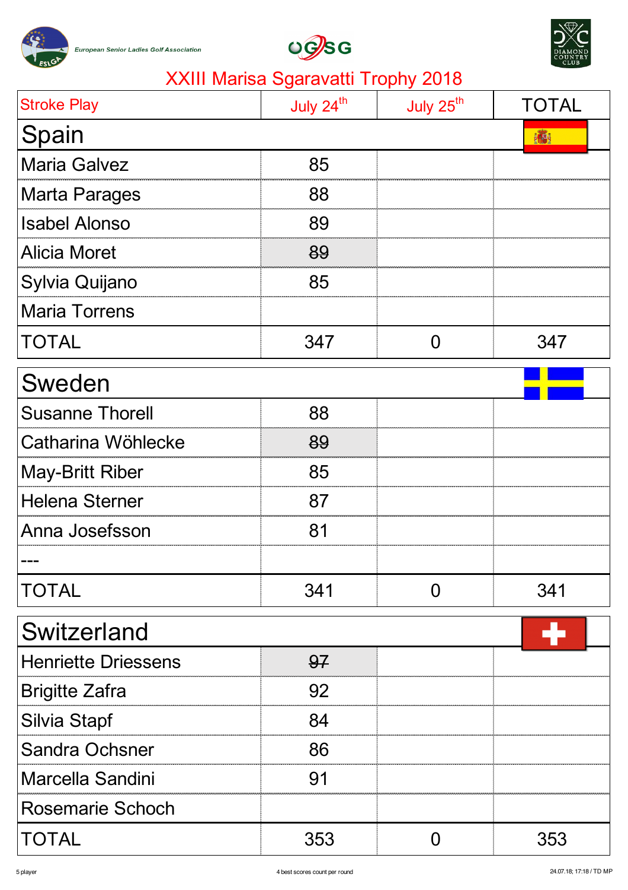European Senior Ladies Golf Association

# XXIII Marisa Sgaravatti Trophy 2018

| Stroke Play | July 24th | July 25th | TOTAL |
|---|---|---|---|
| **Spain** | | | |
| Maria Galvez | 85 | | |
| Marta Parages | 88 | | |
| Isabel Alonso | 89 | | |
| Alicia Moret | ~~89~~ | | |
| Sylvia Quijano | 85 | | |
| Maria Torrens | | | |
| TOTAL | 347 | 0 | 347 |
| **Sweden** | | | |
| Susanne Thorell | 88 | | |
| Catharina Wöhlecke | ~~89~~ | | |
| May-Britt Riber | 85 | | |
| Helena Sterner | 87 | | |
| Anna Josefsson | 81 | | |
| --- | | | |
| TOTAL | 341 | 0 | 341 |
| **Switzerland** | | | |
| Henriette Driessens | ~~97~~ | | |
| Brigitte Zafra | 92 | | |
| Silvia Stapf | 84 | | |
| Sandra Ochsner | 86 | | |
| Marcella Sandini | 91 | | |
| Rosemarie Schoch | | | |
| TOTAL | 353 | 0 | 353 |

5 player

4 best scores count per round

24.07.18; 17:18 / TD MP